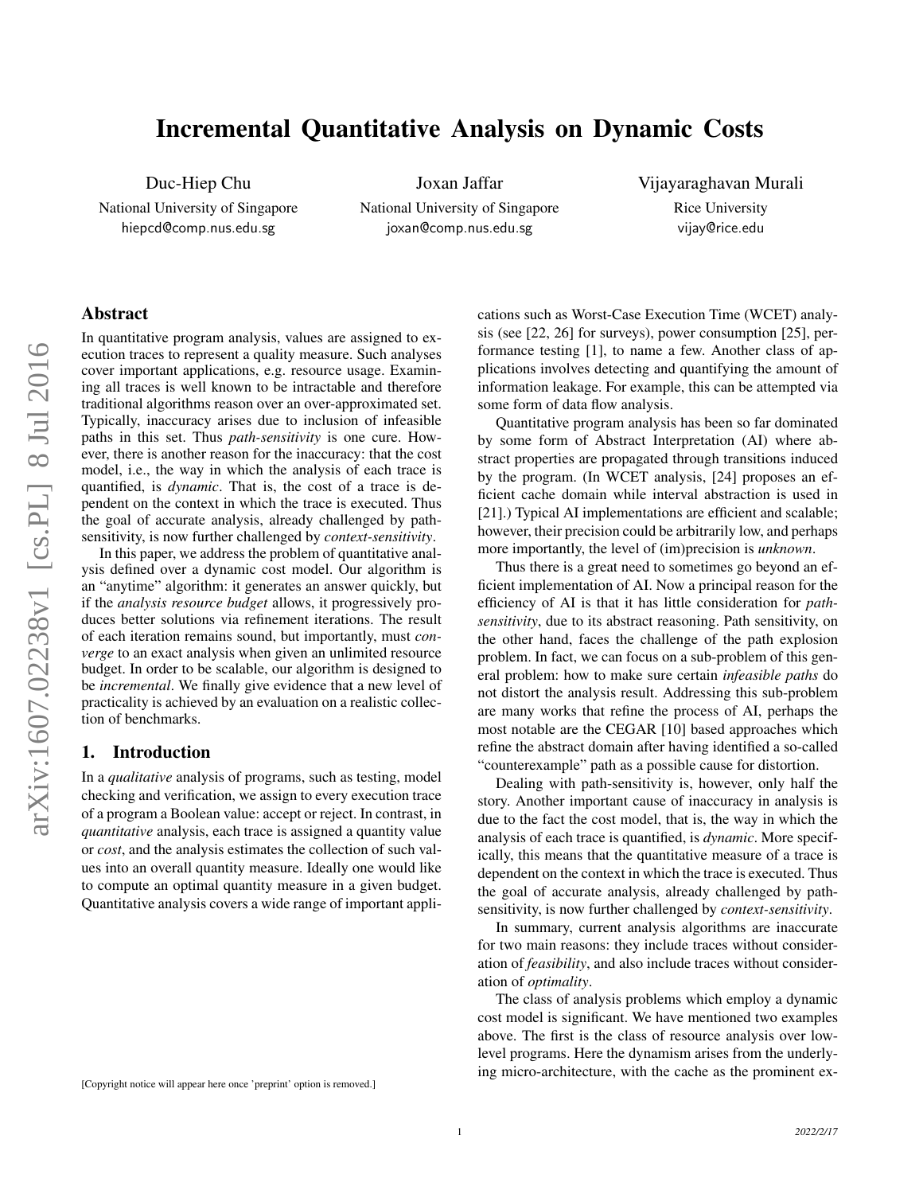// Incremental Quantitative Analysis on Dynamic Costs

Duc-Hiep Chu
National University of Singapore
hiepcd@comp.nus.edu.sg

Joxan Jaffar
National University of Singapore
joxan@comp.nus.edu.sg

Vijayaraghavan Murali
Rice University
vijay@rice.edu

## Abstract

In quantitative program analysis, values are assigned to execution traces to represent a quality measure. Such analyses cover important applications, e.g. resource usage. Examining all traces is well known to be intractable and therefore traditional algorithms reason over an over-approximated set. Typically, inaccuracy arises due to inclusion of infeasible paths in this set. Thus *path-sensitivity* is one cure. However, there is another reason for the inaccuracy: that the cost model, i.e., the way in which the analysis of each trace is quantified, is *dynamic*. That is, the cost of a trace is dependent on the context in which the trace is executed. Thus the goal of accurate analysis, already challenged by path-sensitivity, is now further challenged by *context-sensitivity*.

In this paper, we address the problem of quantitative analysis defined over a dynamic cost model. Our algorithm is an "anytime" algorithm: it generates an answer quickly, but if the *analysis resource budget* allows, it progressively produces better solutions via refinement iterations. The result of each iteration remains sound, but importantly, must *converge* to an exact analysis when given an unlimited resource budget. In order to be scalable, our algorithm is designed to be *incremental*. We finally give evidence that a new level of practicality is achieved by an evaluation on a realistic collection of benchmarks.

## 1. Introduction

In a *qualitative* analysis of programs, such as testing, model checking and verification, we assign to every execution trace of a program a Boolean value: accept or reject. In contrast, in *quantitative* analysis, each trace is assigned a quantity value or *cost*, and the analysis estimates the collection of such values into an overall quantity measure. Ideally one would like to compute an optimal quantity measure in a given budget. Quantitative analysis covers a wide range of important applications such as Worst-Case Execution Time (WCET) analysis (see [22, 26] for surveys), power consumption [25], performance testing [1], to name a few. Another class of applications involves detecting and quantifying the amount of information leakage. For example, this can be attempted via some form of data flow analysis.

Quantitative program analysis has been so far dominated by some form of Abstract Interpretation (AI) where abstract properties are propagated through transitions induced by the program. (In WCET analysis, [24] proposes an efficient cache domain while interval abstraction is used in [21].) Typical AI implementations are efficient and scalable; however, their precision could be arbitrarily low, and perhaps more importantly, the level of (im)precision is *unknown*.

Thus there is a great need to sometimes go beyond an efficient implementation of AI. Now a principal reason for the efficiency of AI is that it has little consideration for *path-sensitivity*, due to its abstract reasoning. Path sensitivity, on the other hand, faces the challenge of the path explosion problem. In fact, we can focus on a sub-problem of this general problem: how to make sure certain *infeasible paths* do not distort the analysis result. Addressing this sub-problem are many works that refine the process of AI, perhaps the most notable are the CEGAR [10] based approaches which refine the abstract domain after having identified a so-called "counterexample" path as a possible cause for distortion.

Dealing with path-sensitivity is, however, only half the story. Another important cause of inaccuracy in analysis is due to the fact the cost model, that is, the way in which the analysis of each trace is quantified, is *dynamic*. More specifically, this means that the quantitative measure of a trace is dependent on the context in which the trace is executed. Thus the goal of accurate analysis, already challenged by path-sensitivity, is now further challenged by *context-sensitivity*.

In summary, current analysis algorithms are inaccurate for two main reasons: they include traces without consideration of *feasibility*, and also include traces without consideration of *optimality*.

The class of analysis problems which employ a dynamic cost model is significant. We have mentioned two examples above. The first is the class of resource analysis over low-level programs. Here the dynamism arises from the underlying micro-architecture, with the cache as the prominent ex-

[Copyright notice will appear here once 'preprint' option is removed.]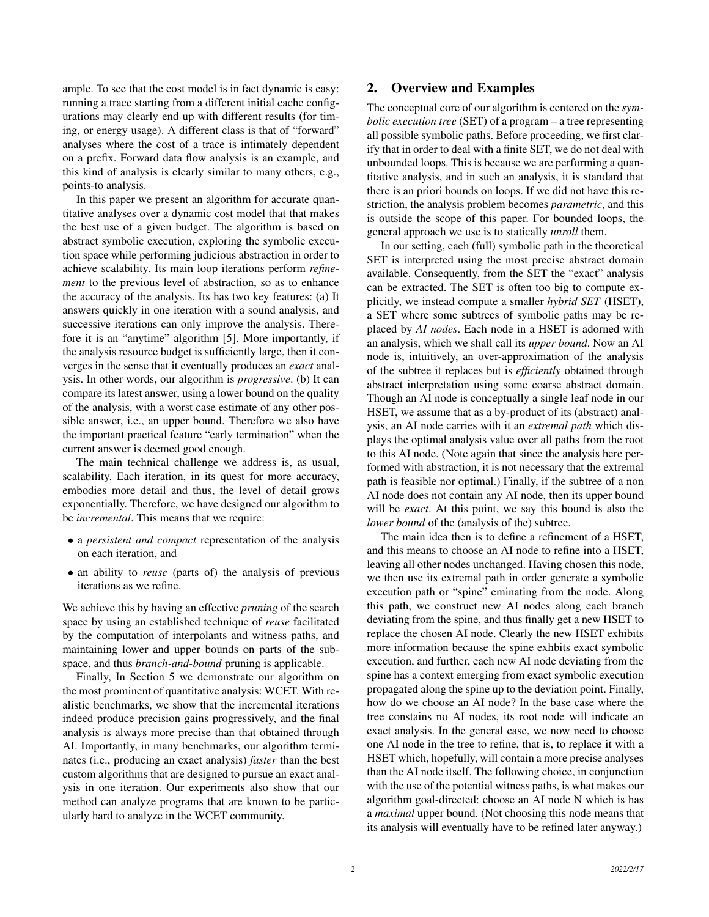ample. To see that the cost model is in fact dynamic is easy: running a trace starting from a different initial cache configurations may clearly end up with different results (for timing, or energy usage). A different class is that of "forward" analyses where the cost of a trace is intimately dependent on a prefix. Forward data flow analysis is an example, and this kind of analysis is clearly similar to many others, e.g., points-to analysis.

In this paper we present an algorithm for accurate quantitative analyses over a dynamic cost model that that makes the best use of a given budget. The algorithm is based on abstract symbolic execution, exploring the symbolic execution space while performing judicious abstraction in order to achieve scalability. Its main loop iterations perform *refinement* to the previous level of abstraction, so as to enhance the accuracy of the analysis. Its has two key features: (a) It answers quickly in one iteration with a sound analysis, and successive iterations can only improve the analysis. Therefore it is an "anytime" algorithm [5]. More importantly, if the analysis resource budget is sufficiently large, then it converges in the sense that it eventually produces an *exact* analysis. In other words, our algorithm is *progressive*. (b) It can compare its latest answer, using a lower bound on the quality of the analysis, with a worst case estimate of any other possible answer, i.e., an upper bound. Therefore we also have the important practical feature "early termination" when the current answer is deemed good enough.

The main technical challenge we address is, as usual, scalability. Each iteration, in its quest for more accuracy, embodies more detail and thus, the level of detail grows exponentially. Therefore, we have designed our algorithm to be *incremental*. This means that we require:

- a *persistent and compact* representation of the analysis on each iteration, and
- an ability to *reuse* (parts of) the analysis of previous iterations as we refine.

We achieve this by having an effective *pruning* of the search space by using an established technique of *reuse* facilitated by the computation of interpolants and witness paths, and maintaining lower and upper bounds on parts of the subspace, and thus *branch-and-bound* pruning is applicable.

Finally, In Section 5 we demonstrate our algorithm on the most prominent of quantitative analysis: WCET. With realistic benchmarks, we show that the incremental iterations indeed produce precision gains progressively, and the final analysis is always more precise than that obtained through AI. Importantly, in many benchmarks, our algorithm terminates (i.e., producing an exact analysis) *faster* than the best custom algorithms that are designed to pursue an exact analysis in one iteration. Our experiments also show that our method can analyze programs that are known to be particularly hard to analyze in the WCET community.

## 2. Overview and Examples

The conceptual core of our algorithm is centered on the *symbolic execution tree* (SET) of a program – a tree representing all possible symbolic paths. Before proceeding, we first clarify that in order to deal with a finite SET, we do not deal with unbounded loops. This is because we are performing a quantitative analysis, and in such an analysis, it is standard that there is an priori bounds on loops. If we did not have this restriction, the analysis problem becomes *parametric*, and this is outside the scope of this paper. For bounded loops, the general approach we use is to statically *unroll* them.

In our setting, each (full) symbolic path in the theoretical SET is interpreted using the most precise abstract domain available. Consequently, from the SET the "exact" analysis can be extracted. The SET is often too big to compute explicitly, we instead compute a smaller *hybrid SET* (HSET), a SET where some subtrees of symbolic paths may be replaced by *AI nodes*. Each node in a HSET is adorned with an analysis, which we shall call its *upper bound*. Now an AI node is, intuitively, an over-approximation of the analysis of the subtree it replaces but is *efficiently* obtained through abstract interpretation using some coarse abstract domain. Though an AI node is conceptually a single leaf node in our HSET, we assume that as a by-product of its (abstract) analysis, an AI node carries with it an *extremal path* which displays the optimal analysis value over all paths from the root to this AI node. (Note again that since the analysis here performed with abstraction, it is not necessary that the extremal path is feasible nor optimal.) Finally, if the subtree of a non AI node does not contain any AI node, then its upper bound will be *exact*. At this point, we say this bound is also the *lower bound* of the (analysis of the) subtree.

The main idea then is to define a refinement of a HSET, and this means to choose an AI node to refine into a HSET, leaving all other nodes unchanged. Having chosen this node, we then use its extremal path in order generate a symbolic execution path or "spine" eminating from the node. Along this path, we construct new AI nodes along each branch deviating from the spine, and thus finally get a new HSET to replace the chosen AI node. Clearly the new HSET exhibits more information because the spine exhbits exact symbolic execution, and further, each new AI node deviating from the spine has a context emerging from exact symbolic execution propagated along the spine up to the deviation point. Finally, how do we choose an AI node? In the base case where the tree constains no AI nodes, its root node will indicate an exact analysis. In the general case, we now need to choose one AI node in the tree to refine, that is, to replace it with a HSET which, hopefully, will contain a more precise analyses than the AI node itself. The following choice, in conjunction with the use of the potential witness paths, is what makes our algorithm goal-directed: choose an AI node N which is has a *maximal* upper bound. (Not choosing this node means that its analysis will eventually have to be refined later anyway.)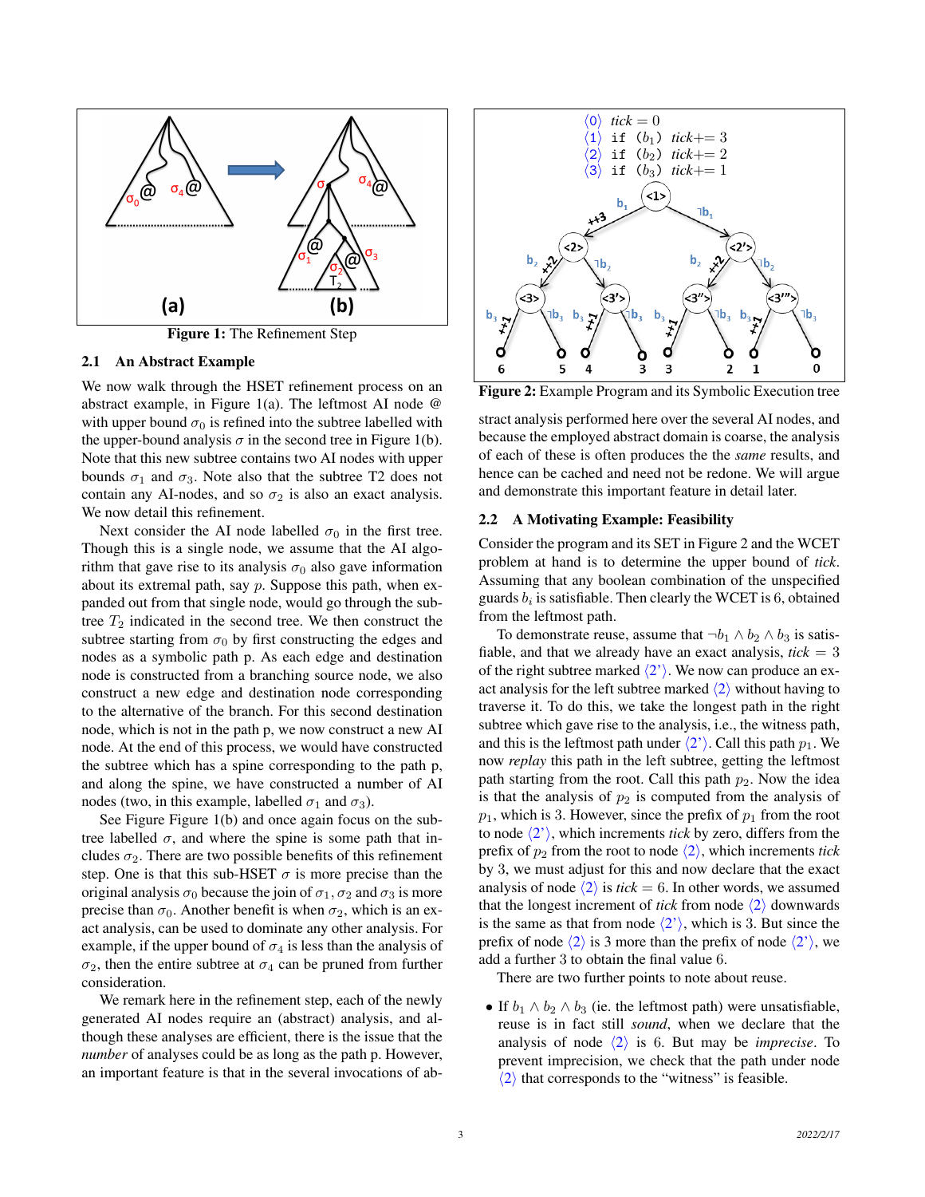**Figure 1:** The Refinement Step

### 2.1 An Abstract Example

We now walk through the HSET refinement process on an abstract example, in Figure 1(a). The leftmost AI node @ with upper bound $\sigma_0$ is refined into the subtree labelled with the upper-bound analysis $\sigma$ in the second tree in Figure 1(b). Note that this new subtree contains two AI nodes with upper bounds $\sigma_1$ and $\sigma_3$. Note also that the subtree T2 does not contain any AI-nodes, and so $\sigma_2$ is also an exact analysis. We now detail this refinement.

Next consider the AI node labelled $\sigma_0$ in the first tree. Though this is a single node, we assume that the AI algorithm that gave rise to its analysis $\sigma_0$ also gave information about its extremal path, say $p$. Suppose this path, when expanded out from that single node, would go through the subtree $T_2$ indicated in the second tree. We then construct the subtree starting from $\sigma_0$ by first constructing the edges and nodes as a symbolic path p. As each edge and destination node is constructed from a branching source node, we also construct a new edge and destination node corresponding to the alternative of the branch. For this second destination node, which is not in the path p, we now construct a new AI node. At the end of this process, we would have constructed the subtree which has a spine corresponding to the path p, and along the spine, we have constructed a number of AI nodes (two, in this example, labelled $\sigma_1$ and $\sigma_3$).

See Figure Figure 1(b) and once again focus on the subtree labelled $\sigma$, and where the spine is some path that includes $\sigma_2$. There are two possible benefits of this refinement step. One is that this sub-HSET $\sigma$ is more precise than the original analysis $\sigma_0$ because the join of $\sigma_1, \sigma_2$ and $\sigma_3$ is more precise than $\sigma_0$. Another benefit is when $\sigma_2$, which is an exact analysis, can be used to dominate any other analysis. For example, if the upper bound of $\sigma_4$ is less than the analysis of $\sigma_2$, then the entire subtree at $\sigma_4$ can be pruned from further consideration.

We remark here in the refinement step, each of the newly generated AI nodes require an (abstract) analysis, and although these analyses are efficient, there is the issue that the *number* of analyses could be as long as the path p. However, an important feature is that in the several invocations of abstract analysis performed here over the several AI nodes, and because the employed abstract domain is coarse, the analysis of each of these is often produces the the *same* results, and hence can be cached and need not be redone. We will argue and demonstrate this important feature in detail later.

```
⟨0⟩ tick = 0
⟨1⟩ if (b1) tick+= 3
⟨2⟩ if (b2) tick+= 2
⟨3⟩ if (b3) tick+= 1
```

**Figure 2:** Example Program and its Symbolic Execution tree

### 2.2 A Motivating Example: Feasibility

Consider the program and its SET in Figure 2 and the WCET problem at hand is to determine the upper bound of *tick*. Assuming that any boolean combination of the unspecified guards $b_i$ is satisfiable. Then clearly the WCET is 6, obtained from the leftmost path.

To demonstrate reuse, assume that $\neg b_1 \wedge b_2 \wedge b_3$ is satisfiable, and that we already have an exact analysis, $tick = 3$ of the right subtree marked ⟨2'⟩. We now can produce an exact analysis for the left subtree marked ⟨2⟩ without having to traverse it. To do this, we take the longest path in the right subtree which gave rise to the analysis, i.e., the witness path, and this is the leftmost path under ⟨2'⟩. Call this path $p_1$. We now *replay* this path in the left subtree, getting the leftmost path starting from the root. Call this path $p_2$. Now the idea is that the analysis of $p_2$ is computed from the analysis of $p_1$, which is 3. However, since the prefix of $p_1$ from the root to node ⟨2'⟩, which increments *tick* by zero, differs from the prefix of $p_2$ from the root to node ⟨2⟩, which increments *tick* by 3, we must adjust for this and now declare that the exact analysis of node ⟨2⟩ is $tick = 6$. In other words, we assumed that the longest increment of *tick* from node ⟨2⟩ downwards is the same as that from node ⟨2'⟩, which is 3. But since the prefix of node ⟨2⟩ is 3 more than the prefix of node ⟨2'⟩, we add a further 3 to obtain the final value 6.

There are two further points to note about reuse.

- If $b_1 \wedge b_2 \wedge b_3$ (ie. the leftmost path) were unsatisfiable, reuse is in fact still *sound*, when we declare that the analysis of node ⟨2⟩ is 6. But may be *imprecise*. To prevent imprecision, we check that the path under node ⟨2⟩ that corresponds to the "witness" is feasible.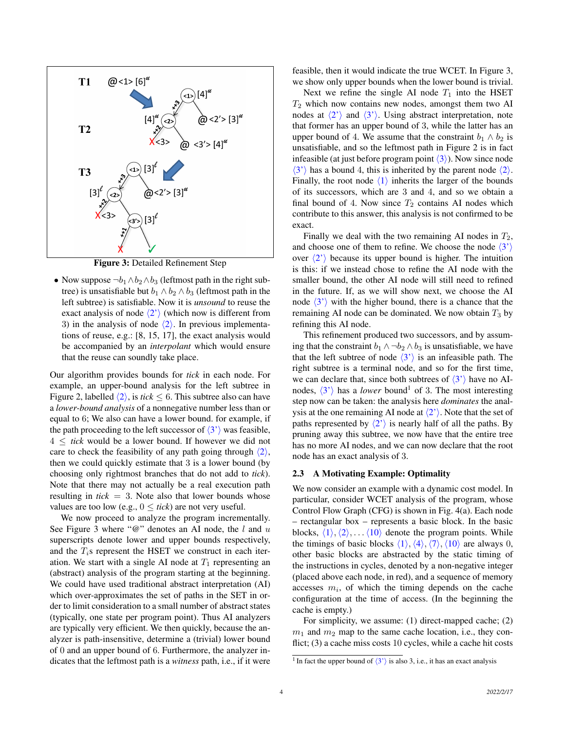**Figure 3:** Detailed Refinement Step

- Now suppose $\neg b_1 \wedge b_2 \wedge b_3$ (leftmost path in the right subtree) is unsatisfiable but $b_1 \wedge b_2 \wedge b_3$ (leftmost path in the left subtree) is satisfiable. Now it is *unsound* to reuse the exact analysis of node $\langle 2' \rangle$ (which now is different from 3) in the analysis of node $\langle 2 \rangle$. In previous implementations of reuse, e.g.: [8, 15, 17], the exact analysis would be accompanied by an *interpolant* which would ensure that the reuse can soundly take place.

Our algorithm provides bounds for *tick* in each node. For example, an upper-bound analysis for the left subtree in Figure 2, labelled $\langle 2 \rangle$, is $tick \leq 6$. This subtree also can have a *lower-bound analysis* of a nonnegative number less than or equal to 6; We also can have a lower bound. for example, if the path proceeding to the left successor of $\langle 3' \rangle$ was feasible, $4 \leq tick$ would be a lower bound. If however we did not care to check the feasibility of any path going through $\langle 2 \rangle$, then we could quickly estimate that 3 is a lower bound (by choosing only rightmost branches that do not add to *tick*). Note that there may not actually be a real execution path resulting in $tick = 3$. Note also that lower bounds whose values are too low (e.g., $0 \leq tick$) are not very useful.

We now proceed to analyze the program incrementally. See Figure 3 where "@" denotes an AI node, the $l$ and $u$ superscripts denote lower and upper bounds respectively, and the $T_i$s represent the HSET we construct in each iteration. We start with a single AI node at $T_1$ representing an (abstract) analysis of the program starting at the beginning. We could have used traditional abstract interpretation (AI) which over-approximates the set of paths in the SET in order to limit consideration to a small number of abstract states (typically, one state per program point). Thus AI analyzers are typically very efficient. We then quickly, because the analyzer is path-insensitive, determine a (trivial) lower bound of 0 and an upper bound of 6. Furthermore, the analyzer indicates that the leftmost path is a *witness* path, i.e., if it were feasible, then it would indicate the true WCET. In Figure 3, we show only upper bounds when the lower bound is trivial.

Next we refine the single AI node $T_1$ into the HSET $T_2$ which now contains new nodes, amongst them two AI nodes at $\langle 2' \rangle$ and $\langle 3' \rangle$. Using abstract interpretation, note that former has an upper bound of 3, while the latter has an upper bound of 4. We assume that the constraint $b_1 \wedge b_2$ is unsatisfiable, and so the leftmost path in Figure 2 is in fact infeasible (at just before program point $\langle 3 \rangle$). Now since node $\langle 3' \rangle$ has a bound 4, this is inherited by the parent node $\langle 2 \rangle$. Finally, the root node $\langle 1 \rangle$ inherits the larger of the bounds of its successors, which are 3 and 4, and so we obtain a final bound of 4. Now since $T_2$ contains AI nodes which contribute to this answer, this analysis is not confirmed to be exact.

Finally we deal with the two remaining AI nodes in $T_2$, and choose one of them to refine. We choose the node $\langle 3' \rangle$ over $\langle 2' \rangle$ because its upper bound is higher. The intuition is this: if we instead chose to refine the AI node with the smaller bound, the other AI node will still need to refined in the future. If, as we will show next, we choose the AI node $\langle 3' \rangle$ with the higher bound, there is a chance that the remaining AI node can be dominated. We now obtain $T_3$ by refining this AI node.

This refinement produced two successors, and by assuming that the constraint $b_1 \wedge \neg b_2 \wedge b_3$ is unsatisfiable, we have that the left subtree of node $\langle 3' \rangle$ is an infeasible path. The right subtree is a terminal node, and so for the first time, we can declare that, since both subtrees of $\langle 3' \rangle$ have no AI-nodes, $\langle 3' \rangle$ has a *lower* bound[1] of 3. The most interesting step now can be taken: the analysis here *dominates* the analysis at the one remaining AI node at $\langle 2' \rangle$. Note that the set of paths represented by $\langle 2' \rangle$ is nearly half of all the paths. By pruning away this subtree, we now have that the entire tree has no more AI nodes, and we can now declare that the root node has an exact analysis of 3.

### 2.3 A Motivating Example: Optimality

We now consider an example with a dynamic cost model. In particular, consider WCET analysis of the program, whose Control Flow Graph (CFG) is shown in Fig. 4(a). Each node – rectangular box – represents a basic block. In the basic blocks, $\langle 1 \rangle, \langle 2 \rangle, \ldots \langle 10 \rangle$ denote the program points. While the timings of basic blocks $\langle 1 \rangle, \langle 4 \rangle, \langle 7 \rangle, \langle 10 \rangle$ are always 0, other basic blocks are abstracted by the static timing of the instructions in cycles, denoted by a non-negative integer (placed above each node, in red), and a sequence of memory accesses $m_i$, of which the timing depends on the cache configuration at the time of access. (In the beginning the cache is empty.)

For simplicity, we assume: (1) direct-mapped cache; (2) $m_1$ and $m_2$ map to the same cache location, i.e., they conflict; (3) a cache miss costs 10 cycles, while a cache hit costs

[1] In fact the upper bound of $\langle 3' \rangle$ is also 3, i.e., it has an exact analysis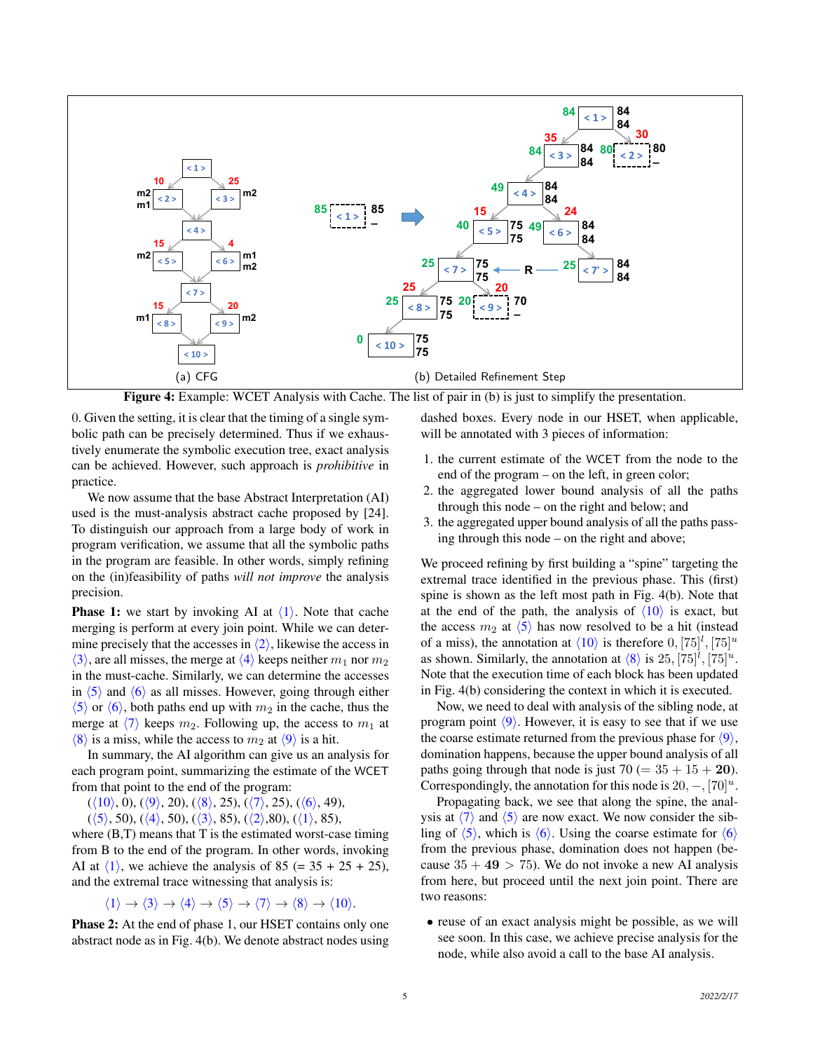**Figure 4:** Example: WCET Analysis with Cache. The list of pair in (b) is just to simplify the presentation.

0. Given the setting, it is clear that the timing of a single symbolic path can be precisely determined. Thus if we exhaustively enumerate the symbolic execution tree, exact analysis can be achieved. However, such approach is *prohibitive* in practice.

We now assume that the base Abstract Interpretation (AI) used is the must-analysis abstract cache proposed by [24]. To distinguish our approach from a large body of work in program verification, we assume that all the symbolic paths in the program are feasible. In other words, simply refining on the (in)feasibility of paths *will not improve* the analysis precision.

**Phase 1:** we start by invoking AI at $\langle 1 \rangle$. Note that cache merging is perform at every join point. While we can determine precisely that the accesses in $\langle 2 \rangle$, likewise the access in $\langle 3 \rangle$, are all misses, the merge at $\langle 4 \rangle$ keeps neither $m_1$ nor $m_2$ in the must-cache. Similarly, we can determine the accesses in $\langle 5 \rangle$ and $\langle 6 \rangle$ as all misses. However, going through either $\langle 5 \rangle$ or $\langle 6 \rangle$, both paths end up with $m_2$ in the cache, thus the merge at $\langle 7 \rangle$ keeps $m_2$. Following up, the access to $m_1$ at $\langle 8 \rangle$ is a miss, while the access to $m_2$ at $\langle 9 \rangle$ is a hit.

In summary, the AI algorithm can give us an analysis for each program point, summarizing the estimate of the WCET from that point to the end of the program:

($\langle 10 \rangle$, 0), ($\langle 9 \rangle$, 20), ($\langle 8 \rangle$, 25), ($\langle 7 \rangle$, 25), ($\langle 6 \rangle$, 49), ($\langle 5 \rangle$, 50), ($\langle 4 \rangle$, 50), ($\langle 3 \rangle$, 85), ($\langle 2 \rangle$,80), ($\langle 1 \rangle$, 85),

where (B,T) means that T is the estimated worst-case timing from B to the end of the program. In other words, invoking AI at $\langle 1 \rangle$, we achieve the analysis of 85 (= 35 + 25 + 25), and the extremal trace witnessing that analysis is:

$$\langle 1 \rangle \rightarrow \langle 3 \rangle \rightarrow \langle 4 \rangle \rightarrow \langle 5 \rangle \rightarrow \langle 7 \rangle \rightarrow \langle 8 \rangle \rightarrow \langle 10 \rangle.$$

**Phase 2:** At the end of phase 1, our HSET contains only one abstract node as in Fig. 4(b). We denote abstract nodes using dashed boxes. Every node in our HSET, when applicable, will be annotated with 3 pieces of information:

1. the current estimate of the WCET from the node to the end of the program – on the left, in green color;
2. the aggregated lower bound analysis of all the paths through this node – on the right and below; and
3. the aggregated upper bound analysis of all the paths passing through this node – on the right and above;

We proceed refining by first building a "spine" targeting the extremal trace identified in the previous phase. This (first) spine is shown as the left most path in Fig. 4(b). Note that at the end of the path, the analysis of $\langle 10 \rangle$ is exact, but the access $m_2$ at $\langle 5 \rangle$ has now resolved to be a hit (instead of a miss), the annotation at $\langle 10 \rangle$ is therefore $0, [75]^l, [75]^u$ as shown. Similarly, the annotation at $\langle 8 \rangle$ is $25, [75]^l, [75]^u$. Note that the execution time of each block has been updated in Fig. 4(b) considering the context in which it is executed.

Now, we need to deal with analysis of the sibling node, at program point $\langle 9 \rangle$. However, it is easy to see that if we use the coarse estimate returned from the previous phase for $\langle 9 \rangle$, domination happens, because the upper bound analysis of all paths going through that node is just 70 (= $35 + 15 + \mathbf{20}$). Correspondingly, the annotation for this node is $20, -, [70]^u$.

Propagating back, we see that along the spine, the analysis at $\langle 7 \rangle$ and $\langle 5 \rangle$ are now exact. We now consider the sibling of $\langle 5 \rangle$, which is $\langle 6 \rangle$. Using the coarse estimate for $\langle 6 \rangle$ from the previous phase, domination does not happen (because $35 + \mathbf{49} > 75$). We do not invoke a new AI analysis from here, but proceed until the next join point. There are two reasons:

- reuse of an exact analysis might be possible, as we will see soon. In this case, we achieve precise analysis for the node, while also avoid a call to the base AI analysis.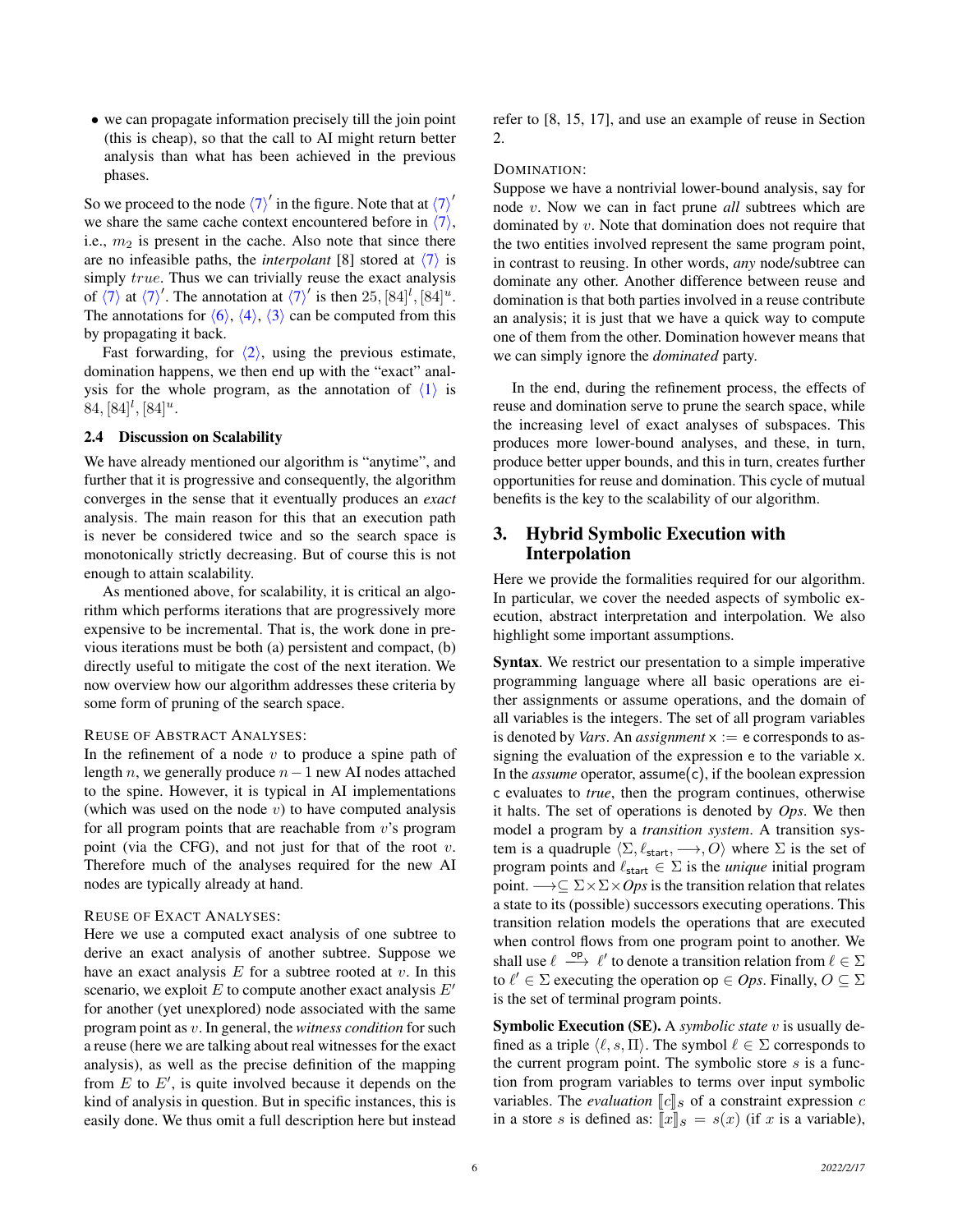- we can propagate information precisely till the join point (this is cheap), so that the call to AI might return better analysis than what has been achieved in the previous phases.

So we proceed to the node $\langle 7\rangle'$ in the figure. Note that at $\langle 7\rangle'$ we share the same cache context encountered before in $\langle 7\rangle$, i.e., $m_2$ is present in the cache. Also note that since there are no infeasible paths, the *interpolant* [8] stored at $\langle 7\rangle$ is simply $true$. Thus we can trivially reuse the exact analysis of $\langle 7\rangle$ at $\langle 7\rangle'$. The annotation at $\langle 7\rangle'$ is then $25, [84]^l, [84]^u$. The annotations for $\langle 6\rangle$, $\langle 4\rangle$, $\langle 3\rangle$ can be computed from this by propagating it back.

Fast forwarding, for $\langle 2\rangle$, using the previous estimate, domination happens, we then end up with the "exact" analysis for the whole program, as the annotation of $\langle 1\rangle$ is $84, [84]^l, [84]^u$.

### 2.4 Discussion on Scalability

We have already mentioned our algorithm is "anytime", and further that it is progressive and consequently, the algorithm converges in the sense that it eventually produces an *exact* analysis. The main reason for this that an execution path is never be considered twice and so the search space is monotonically strictly decreasing. But of course this is not enough to attain scalability.

As mentioned above, for scalability, it is critical an algorithm which performs iterations that are progressively more expensive to be incremental. That is, the work done in previous iterations must be both (a) persistent and compact, (b) directly useful to mitigate the cost of the next iteration. We now overview how our algorithm addresses these criteria by some form of pruning of the search space.

REUSE OF ABSTRACT ANALYSES:
In the refinement of a node $v$ to produce a spine path of length $n$, we generally produce $n-1$ new AI nodes attached to the spine. However, it is typical in AI implementations (which was used on the node $v$) to have computed analysis for all program points that are reachable from $v$'s program point (via the CFG), and not just for that of the root $v$. Therefore much of the analyses required for the new AI nodes are typically already at hand.

REUSE OF EXACT ANALYSES:
Here we use a computed exact analysis of one subtree to derive an exact analysis of another subtree. Suppose we have an exact analysis $E$ for a subtree rooted at $v$. In this scenario, we exploit $E$ to compute another exact analysis $E'$ for another (yet unexplored) node associated with the same program point as $v$. In general, the *witness condition* for such a reuse (here we are talking about real witnesses for the exact analysis), as well as the precise definition of the mapping from $E$ to $E'$, is quite involved because it depends on the kind of analysis in question. But in specific instances, this is easily done. We thus omit a full description here but instead refer to [8, 15, 17], and use an example of reuse in Section 2.

DOMINATION:
Suppose we have a nontrivial lower-bound analysis, say for node $v$. Now we can in fact prune *all* subtrees which are dominated by $v$. Note that domination does not require that the two entities involved represent the same program point, in contrast to reusing. In other words, *any* node/subtree can dominate any other. Another difference between reuse and domination is that both parties involved in a reuse contribute an analysis; it is just that we have a quick way to compute one of them from the other. Domination however means that we can simply ignore the *dominated* party.

In the end, during the refinement process, the effects of reuse and domination serve to prune the search space, while the increasing level of exact analyses of subspaces. This produces more lower-bound analyses, and these, in turn, produce better upper bounds, and this in turn, creates further opportunities for reuse and domination. This cycle of mutual benefits is the key to the scalability of our algorithm.

## 3. Hybrid Symbolic Execution with Interpolation

Here we provide the formalities required for our algorithm. In particular, we cover the needed aspects of symbolic execution, abstract interpretation and interpolation. We also highlight some important assumptions.

**Syntax**. We restrict our presentation to a simple imperative programming language where all basic operations are either assignments or assume operations, and the domain of all variables is the integers. The set of all program variables is denoted by *Vars*. An *assignment* $\mathsf{x} := \mathsf{e}$ corresponds to assigning the evaluation of the expression $\mathsf{e}$ to the variable $\mathsf{x}$. In the *assume* operator, $\mathsf{assume(c)}$, if the boolean expression $\mathsf{c}$ evaluates to *true*, then the program continues, otherwise it halts. The set of operations is denoted by *Ops*. We then model a program by a *transition system*. A transition system is a quadruple $\langle \Sigma, \ell_{\mathsf{start}}, \longrightarrow, O\rangle$ where $\Sigma$ is the set of program points and $\ell_{\mathsf{start}} \in \Sigma$ is the *unique* initial program point. $\longrightarrow \subseteq \Sigma \times \Sigma \times Ops$ is the transition relation that relates a state to its (possible) successors executing operations. This transition relation models the operations that are executed when control flows from one program point to another. We shall use $\ell \xrightarrow{\mathsf{op}} \ell'$ to denote a transition relation from $\ell \in \Sigma$ to $\ell' \in \Sigma$ executing the operation $\mathsf{op} \in Ops$. Finally, $O \subseteq \Sigma$ is the set of terminal program points.

**Symbolic Execution (SE).** A *symbolic state* $v$ is usually defined as a triple $\langle \ell, s, \Pi\rangle$. The symbol $\ell \in \Sigma$ corresponds to the current program point. The symbolic store $s$ is a function from program variables to terms over input symbolic variables. The *evaluation* $[\![c]\!]_s$ of a constraint expression $c$ in a store $s$ is defined as: $[\![x]\!]_s = s(x)$ (if $x$ is a variable),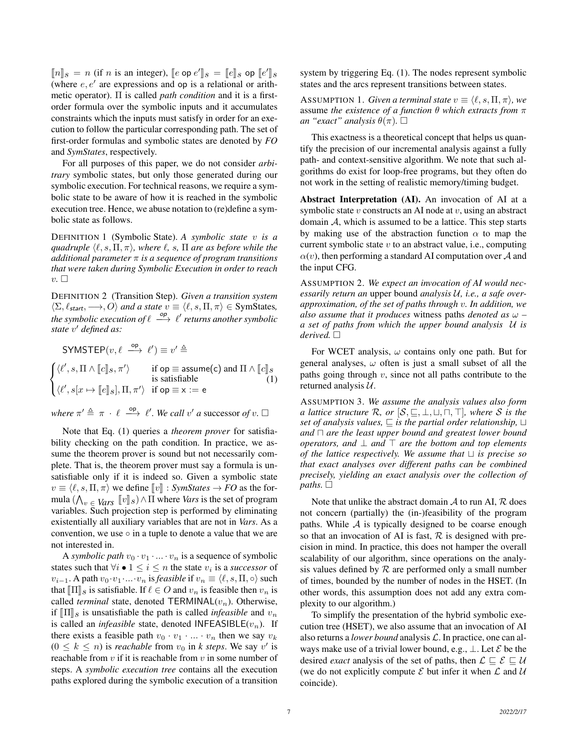$[\![n]\!]_S = n$ (if $n$ is an integer), $[\![e \text{ op } e']\!]_S = [\![e]\!]_S \text{ op } [\![e']\!]_S$ (where $e, e'$ are expressions and op is a relational or arithmetic operator). $\Pi$ is called *path condition* and it is a first-order formula over the symbolic inputs and it accumulates constraints which the inputs must satisfy in order for an execution to follow the particular corresponding path. The set of first-order formulas and symbolic states are denoted by *FO* and *SymStates*, respectively.

For all purposes of this paper, we do not consider *arbitrary* symbolic states, but only those generated during our symbolic execution. For technical reasons, we require a symbolic state to be aware of how it is reached in the symbolic execution tree. Hence, we abuse notation to (re)define a symbolic state as follows.

DEFINITION 1 (Symbolic State). *A symbolic state $v$ is a quadruple $\langle \ell, s, \Pi, \pi \rangle$, where $\ell$, $s$, $\Pi$ are as before while the additional parameter $\pi$ is a sequence of program transitions that were taken during Symbolic Execution in order to reach $v$.* $\Box$

DEFINITION 2 (Transition Step). *Given a transition system $\langle \Sigma, \ell_{start}, \longrightarrow, O \rangle$ and a state $v \equiv \langle \ell, s, \Pi, \pi \rangle \in$ SymStates, the symbolic execution of $\ell \xrightarrow{op} \ell'$ returns another symbolic state $v'$ defined as:*

$$\mathsf{SYMSTEP}(v, \ell \xrightarrow{\mathsf{op}} \ell') \equiv v' \triangleq$$

$$\begin{cases} \langle \ell', s, \Pi \wedge [\![c]\!]_S, \pi' \rangle & \text{if } \mathsf{op} \equiv \mathsf{assume(c)} \text{ and } \Pi \wedge [\![c]\!]_S \\ & \text{is satisfiable} \\ \langle \ell', s[x \mapsto [\![e]\!]_S], \Pi, \pi' \rangle & \text{if } \mathsf{op} \equiv \mathsf{x := e} \end{cases} \quad (1)$$

*where $\pi' \triangleq \pi \cdot \ell \xrightarrow{\mathsf{op}} \ell'$. We call $v'$ a* successor *of $v$.* $\Box$

Note that Eq. (1) queries a *theorem prover* for satisfiability checking on the path condition. In practice, we assume the theorem prover is sound but not necessarily complete. That is, the theorem prover must say a formula is unsatisfiable only if it is indeed so. Given a symbolic state $v \equiv \langle \ell, s, \Pi, \pi \rangle$ we define $[\![v]\!]$ : *SymStates* $\rightarrow$ *FO* as the formula $(\bigwedge_{v \in Vars} [\![v]\!]_S) \wedge \Pi$ where *Vars* is the set of program variables. Such projection step is performed by eliminating existentially all auxiliary variables that are not in *Vars*. As a convention, we use $\circ$ in a tuple to denote a value that we are not interested in.

A *symbolic path* $v_0 \cdot v_1 \cdot \ldots \cdot v_n$ is a sequence of symbolic states such that $\forall i \bullet 1 \leq i \leq n$ the state $v_i$ is a *successor* of $v_{i-1}$. A path $v_0 \cdot v_1 \cdot \ldots \cdot v_n$ is *feasible* if $v_n \equiv \langle \ell, s, \Pi, \circ \rangle$ such that $[\![\Pi]\!]_S$ is satisfiable. If $\ell \in O$ and $v_n$ is feasible then $v_n$ is called *terminal* state, denoted $\mathsf{TERMINAL}(v_n)$. Otherwise, if $[\![\Pi]\!]_S$ is unsatisfiable the path is called *infeasible* and $v_n$ is called an *infeasible* state, denoted $\mathsf{INFEASIBLE}(v_n)$. If there exists a feasible path $v_0 \cdot v_1 \cdot \ldots \cdot v_n$ then we say $v_k$ $(0 \leq k \leq n)$ is *reachable* from $v_0$ in *k steps*. We say $v'$ is reachable from $v$ if it is reachable from $v$ in some number of steps. A *symbolic execution tree* contains all the execution paths explored during the symbolic execution of a transition system by triggering Eq. (1). The nodes represent symbolic states and the arcs represent transitions between states.

ASSUMPTION 1. *Given a terminal state $v \equiv \langle \ell, s, \Pi, \pi \rangle$, we* assume *the existence of a function $\theta$ which extracts from $\pi$ an "exact" analysis $\theta(\pi)$.* $\Box$

This exactness is a theoretical concept that helps us quantify the precision of our incremental analysis against a fully path- and context-sensitive algorithm. We note that such algorithms do exist for loop-free programs, but they often do not work in the setting of realistic memory/timing budget.

**Abstract Interpretation (AI).** An invocation of AI at a symbolic state $v$ constructs an AI node at $v$, using an abstract domain $\mathcal{A}$, which is assumed to be a lattice. This step starts by making use of the abstraction function $\alpha$ to map the current symbolic state $v$ to an abstract value, i.e., computing $\alpha(v)$, then performing a standard AI computation over $\mathcal{A}$ and the input CFG.

ASSUMPTION 2. *We expect an invocation of AI would necessarily return an* upper bound *analysis $\mathcal{U}$, i.e., a safe over-approximation, of the set of paths through $v$. In addition, we also assume that it produces* witness paths *denoted as $\omega$ – a set of paths from which the upper bound analysis $\mathcal{U}$ is derived.* $\Box$

For WCET analysis, $\omega$ contains only one path. But for general analyses, $\omega$ often is just a small subset of all the paths going through $v$, since not all paths contribute to the returned analysis $\mathcal{U}$.

ASSUMPTION 3. *We assume the analysis values also form a lattice structure $\mathcal{R}$, or $[\mathcal{S}, \sqsubseteq, \bot, \sqcup, \sqcap, \top]$, where $\mathcal{S}$ is the set of analysis values, $\sqsubseteq$ is the partial order relationship, $\sqcup$ and $\sqcap$ are the least upper bound and greatest lower bound operators, and $\bot$ and $\top$ are the bottom and top elements of the lattice respectively. We assume that $\sqcup$ is precise so that exact analyses over different paths can be combined precisely, yielding an exact analysis over the collection of paths.* $\Box$

Note that unlike the abstract domain $\mathcal{A}$ to run AI, $\mathcal{R}$ does not concern (partially) the (in-)feasibility of the program paths. While $\mathcal{A}$ is typically designed to be coarse enough so that an invocation of AI is fast, $\mathcal{R}$ is designed with precision in mind. In practice, this does not hamper the overall scalability of our algorithm, since operations on the analysis values defined by $\mathcal{R}$ are performed only a small number of times, bounded by the number of nodes in the HSET. (In other words, this assumption does not add any extra complexity to our algorithm.)

To simplify the presentation of the hybrid symbolic execution tree (HSET), we also assume that an invocation of AI also returns a *lower bound* analysis $\mathcal{L}$. In practice, one can always make use of a trivial lower bound, e.g., $\bot$. Let $\mathcal{E}$ be the desired *exact* analysis of the set of paths, then $\mathcal{L} \sqsubseteq \mathcal{E} \sqsubseteq \mathcal{U}$ (we do not explicitly compute $\mathcal{E}$ but infer it when $\mathcal{L}$ and $\mathcal{U}$ coincide).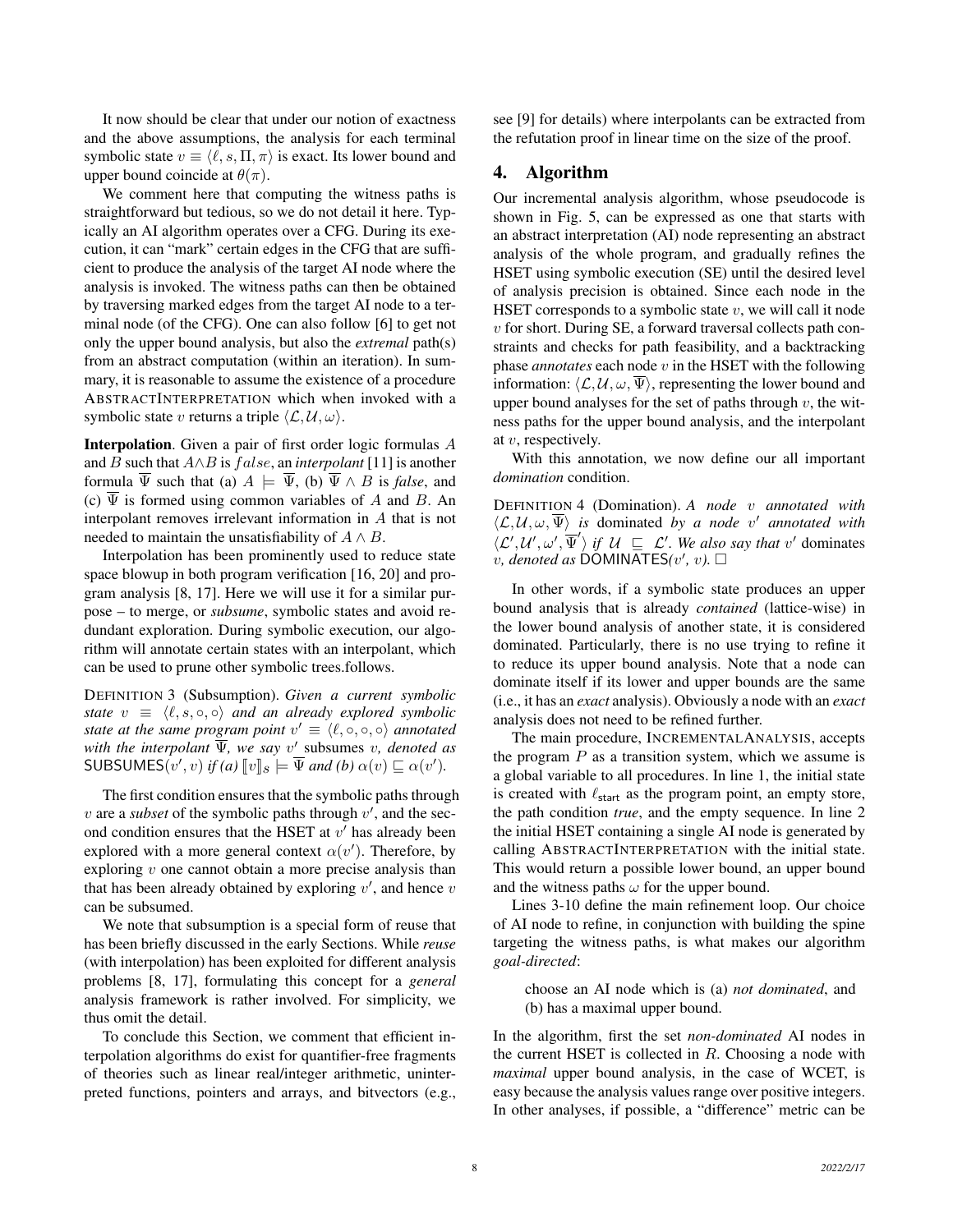It now should be clear that under our notion of exactness and the above assumptions, the analysis for each terminal symbolic state $v \equiv \langle \ell, s, \Pi, \pi \rangle$ is exact. Its lower bound and upper bound coincide at $\theta(\pi)$.

We comment here that computing the witness paths is straightforward but tedious, so we do not detail it here. Typically an AI algorithm operates over a CFG. During its execution, it can "mark" certain edges in the CFG that are sufficient to produce the analysis of the target AI node where the analysis is invoked. The witness paths can then be obtained by traversing marked edges from the target AI node to a terminal node (of the CFG). One can also follow [6] to get not only the upper bound analysis, but also the *extremal* path(s) from an abstract computation (within an iteration). In summary, it is reasonable to assume the existence of a procedure ABSTRACTINTERPRETATION which when invoked with a symbolic state $v$ returns a triple $\langle \mathcal{L}, \mathcal{U}, \omega \rangle$.

**Interpolation**. Given a pair of first order logic formulas $A$ and $B$ such that $A \wedge B$ is $false$, an *interpolant* [11] is another formula $\overline{\Psi}$ such that (a) $A \models \overline{\Psi}$, (b) $\overline{\Psi} \wedge B$ is *false*, and (c) $\overline{\Psi}$ is formed using common variables of $A$ and $B$. An interpolant removes irrelevant information in $A$ that is not needed to maintain the unsatisfiability of $A \wedge B$.

Interpolation has been prominently used to reduce state space blowup in both program verification [16, 20] and program analysis [8, 17]. Here we will use it for a similar purpose – to merge, or *subsume*, symbolic states and avoid redundant exploration. During symbolic execution, our algorithm will annotate certain states with an interpolant, which can be used to prune other symbolic trees.follows.

DEFINITION 3 (Subsumption). *Given a current symbolic state $v \equiv \langle \ell, s, \circ, \circ \rangle$ and an already explored symbolic state at the same program point $v' \equiv \langle \ell, \circ, \circ, \circ \rangle$ annotated with the interpolant $\overline{\Psi}$, we say $v'$* subsumes *$v$, denoted as* $\mathsf{SUBSUMES}(v', v)$ *if (a) $[\![v]\!]_S \models \overline{\Psi}$ and (b) $\alpha(v) \sqsubseteq \alpha(v')$.*

The first condition ensures that the symbolic paths through $v$ are a *subset* of the symbolic paths through $v'$, and the second condition ensures that the HSET at $v'$ has already been explored with a more general context $\alpha(v')$. Therefore, by exploring $v$ one cannot obtain a more precise analysis than that has been already obtained by exploring $v'$, and hence $v$ can be subsumed.

We note that subsumption is a special form of reuse that has been briefly discussed in the early Sections. While *reuse* (with interpolation) has been exploited for different analysis problems [8, 17], formulating this concept for a *general* analysis framework is rather involved. For simplicity, we thus omit the detail.

To conclude this Section, we comment that efficient interpolation algorithms do exist for quantifier-free fragments of theories such as linear real/integer arithmetic, uninterpreted functions, pointers and arrays, and bitvectors (e.g., see [9] for details) where interpolants can be extracted from the refutation proof in linear time on the size of the proof.

## 4. Algorithm

Our incremental analysis algorithm, whose pseudocode is shown in Fig. 5, can be expressed as one that starts with an abstract interpretation (AI) node representing an abstract analysis of the whole program, and gradually refines the HSET using symbolic execution (SE) until the desired level of analysis precision is obtained. Since each node in the HSET corresponds to a symbolic state $v$, we will call it node $v$ for short. During SE, a forward traversal collects path constraints and checks for path feasibility, and a backtracking phase *annotates* each node $v$ in the HSET with the following information: $\langle \mathcal{L}, \mathcal{U}, \omega, \overline{\Psi} \rangle$, representing the lower bound and upper bound analyses for the set of paths through $v$, the witness paths for the upper bound analysis, and the interpolant at $v$, respectively.

With this annotation, we now define our all important *domination* condition.

DEFINITION 4 (Domination). *A node $v$ annotated with $\langle \mathcal{L}, \mathcal{U}, \omega, \overline{\Psi} \rangle$ is* dominated *by a node $v'$ annotated with $\langle \mathcal{L}', \mathcal{U}', \omega', \overline{\Psi}' \rangle$ if $\mathcal{U} \sqsubseteq \mathcal{L}'$. We also say that $v'$* dominates *$v$, denoted as* $\mathsf{DOMINATES}(v', v)$. $\square$

In other words, if a symbolic state produces an upper bound analysis that is already *contained* (lattice-wise) in the lower bound analysis of another state, it is considered dominated. Particularly, there is no use trying to refine it to reduce its upper bound analysis. Note that a node can dominate itself if its lower and upper bounds are the same (i.e., it has an *exact* analysis). Obviously a node with an *exact* analysis does not need to be refined further.

The main procedure, INCREMENTALANALYSIS, accepts the program $P$ as a transition system, which we assume is a global variable to all procedures. In line 1, the initial state is created with $\ell_{\mathsf{start}}$ as the program point, an empty store, the path condition *true*, and the empty sequence. In line 2 the initial HSET containing a single AI node is generated by calling ABSTRACTINTERPRETATION with the initial state. This would return a possible lower bound, an upper bound and the witness paths $\omega$ for the upper bound.

Lines 3-10 define the main refinement loop. Our choice of AI node to refine, in conjunction with building the spine targeting the witness paths, is what makes our algorithm *goal-directed*:

> choose an AI node which is (a) *not dominated*, and (b) has a maximal upper bound.

In the algorithm, first the set *non-dominated* AI nodes in the current HSET is collected in $R$. Choosing a node with *maximal* upper bound analysis, in the case of WCET, is easy because the analysis values range over positive integers. In other analyses, if possible, a "difference" metric can be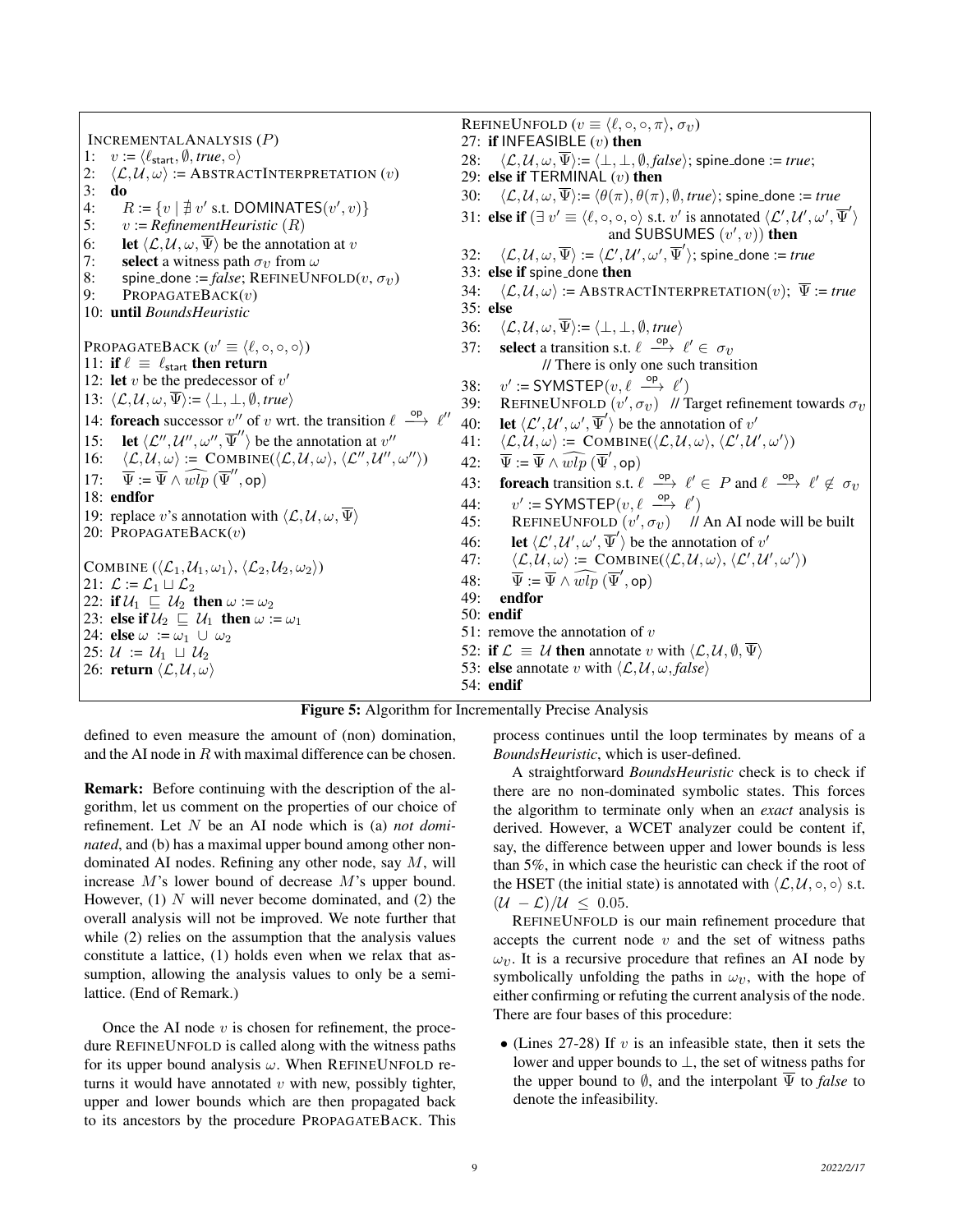```
INCREMENTALANALYSIS (P)
1:  v := ⟨ℓ_start, ∅, true, ○⟩
2:  ⟨L, U, ω⟩ := ABSTRACTINTERPRETATION (v)
3:  do
4:     R := {v | ∄ v' s.t. DOMINATES(v', v)}
5:     v := RefinementHeuristic (R)
6:     let ⟨L, U, ω, Ψ̄⟩ be the annotation at v
7:     select a witness path σ_v from ω
8:     spine_done := false; REFINEUNFOLD(v, σ_v)
9:     PROPAGATEBACK(v)
10: until BoundsHeuristic

PROPAGATEBACK (v' ≡ ⟨ℓ, ○, ○, ○⟩)
11: if ℓ ≡ ℓ_start then return
12: let v be the predecessor of v'
13: ⟨L, U, ω, Ψ̄⟩ := ⟨⊥, ⊥, ∅, true⟩
14: foreach successor v'' of v wrt. the transition ℓ --op--> ℓ''
15:    let ⟨L'', U'', ω'', Ψ̄''⟩ be the annotation at v''
16:    ⟨L, U, ω⟩ := COMBINE(⟨L, U, ω⟩, ⟨L'', U'', ω''⟩)
17:    Ψ̄ := Ψ̄ ∧ wlp^(Ψ̄'', op)
18: endfor
19: replace v's annotation with ⟨L, U, ω, Ψ̄⟩
20: PROPAGATEBACK(v)

COMBINE (⟨L_1, U_1, ω_1⟩, ⟨L_2, U_2, ω_2⟩)
21: L := L_1 ⊔ L_2
22: if U_1 ⊑ U_2 then ω := ω_2
23: else if U_2 ⊑ U_1 then ω := ω_1
24: else ω := ω_1 ∪ ω_2
25: U := U_1 ⊔ U_2
26: return ⟨L, U, ω⟩

REFINEUNFOLD (v ≡ ⟨ℓ, ○, ○, π⟩, σ_v)
27: if INFEASIBLE (v) then
28:    ⟨L, U, ω, Ψ̄⟩ := ⟨⊥, ⊥, ∅, false⟩; spine_done := true;
29: else if TERMINAL (v) then
30:    ⟨L, U, ω, Ψ̄⟩ := ⟨θ(π), θ(π), ∅, true⟩; spine_done := true
31: else if (∃ v' ≡ ⟨ℓ, ○, ○, ○⟩ s.t. v' is annotated ⟨L', U', ω', Ψ̄'⟩
                 and SUBSUMES (v', v)) then
32:    ⟨L, U, ω, Ψ̄⟩ := ⟨L', U', ω', Ψ̄'⟩; spine_done := true
33: else if spine_done then
34:    ⟨L, U, ω⟩ := ABSTRACTINTERPRETATION(v); Ψ̄ := true
35: else
36:    ⟨L, U, ω, Ψ̄⟩ := ⟨⊥, ⊥, ∅, true⟩
37:    select a transition s.t. ℓ --op--> ℓ' ∈ σ_v
             // There is only one such transition
38:    v' := SYMSTEP(v, ℓ --op--> ℓ')
39:    REFINEUNFOLD (v', σ_v)   // Target refinement towards σ_v
40:    let ⟨L', U', ω', Ψ̄'⟩ be the annotation of v'
41:    ⟨L, U, ω⟩ := COMBINE(⟨L, U, ω⟩, ⟨L', U', ω'⟩)
42:    Ψ̄ := Ψ̄ ∧ wlp^(Ψ̄', op)
43:    foreach transition s.t. ℓ --op--> ℓ' ∈ P and ℓ --op--> ℓ' ∉ σ_v
44:       v' := SYMSTEP(v, ℓ --op--> ℓ')
45:       REFINEUNFOLD (v', σ_v)   // An AI node will be built
46:       let ⟨L', U', ω', Ψ̄'⟩ be the annotation of v'
47:       ⟨L, U, ω⟩ := COMBINE(⟨L, U, ω⟩, ⟨L', U', ω'⟩)
48:       Ψ̄ := Ψ̄ ∧ wlp^(Ψ̄', op)
49:    endfor
50: endif
51: remove the annotation of v
52: if L ≡ U then annotate v with ⟨L, U, ∅, Ψ̄⟩
53: else annotate v with ⟨L, U, ω, false⟩
54: endif
```

**Figure 5:** Algorithm for Incrementally Precise Analysis

defined to even measure the amount of (non) domination, and the AI node in $R$ with maximal difference can be chosen.

**Remark:** Before continuing with the description of the algorithm, let us comment on the properties of our choice of refinement. Let $N$ be an AI node which is (a) *not dominated*, and (b) has a maximal upper bound among other non-dominated AI nodes. Refining any other node, say $M$, will increase $M$'s lower bound of decrease $M$'s upper bound. However, (1) $N$ will never become dominated, and (2) the overall analysis will not be improved. We note further that while (2) relies on the assumption that the analysis values constitute a lattice, (1) holds even when we relax that assumption, allowing the analysis values to only be a semi-lattice. (End of Remark.)

Once the AI node $v$ is chosen for refinement, the procedure REFINEUNFOLD is called along with the witness paths for its upper bound analysis $\omega$. When REFINEUNFOLD returns it would have annotated $v$ with new, possibly tighter, upper and lower bounds which are then propagated back to its ancestors by the procedure PROPAGATEBACK. This process continues until the loop terminates by means of a *BoundsHeuristic*, which is user-defined.

A straightforward *BoundsHeuristic* check is to check if there are no non-dominated symbolic states. This forces the algorithm to terminate only when an *exact* analysis is derived. However, a WCET analyzer could be content if, say, the difference between upper and lower bounds is less than 5%, in which case the heuristic can check if the root of the HSET (the initial state) is annotated with $\langle \mathcal{L}, \mathcal{U}, \circ, \circ \rangle$ s.t. $(\mathcal{U} - \mathcal{L})/\mathcal{U} \leq 0.05$.

REFINEUNFOLD is our main refinement procedure that accepts the current node $v$ and the set of witness paths $\omega_v$. It is a recursive procedure that refines an AI node by symbolically unfolding the paths in $\omega_v$, with the hope of either confirming or refuting the current analysis of the node. There are four bases of this procedure:

- (Lines 27-28) If $v$ is an infeasible state, then it sets the lower and upper bounds to $\perp$, the set of witness paths for the upper bound to $\emptyset$, and the interpolant $\overline{\Psi}$ to *false* to denote the infeasibility.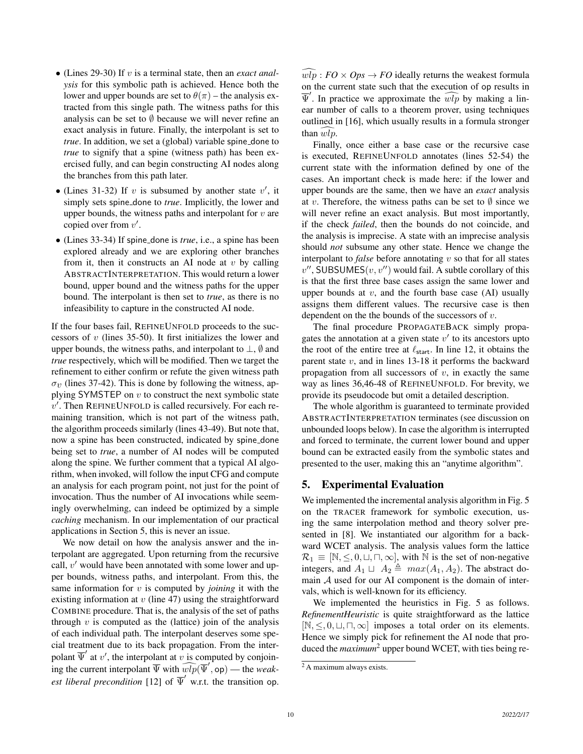- (Lines 29-30) If $v$ is a terminal state, then an *exact analysis* for this symbolic path is achieved. Hence both the lower and upper bounds are set to $\theta(\pi)$ – the analysis extracted from this single path. The witness paths for this analysis can be set to $\emptyset$ because we will never refine an exact analysis in future. Finally, the interpolant is set to *true*. In addition, we set a (global) variable spine_done to *true* to signify that a spine (witness path) has been exercised fully, and can begin constructing AI nodes along the branches from this path later.
- (Lines 31-32) If $v$ is subsumed by another state $v'$, it simply sets spine_done to *true*. Implicitly, the lower and upper bounds, the witness paths and interpolant for $v$ are copied over from $v'$.
- (Lines 33-34) If spine_done is *true*, i.e., a spine has been explored already and we are exploring other branches from it, then it constructs an AI node at $v$ by calling ABSTRACTINTERPRETATION. This would return a lower bound, upper bound and the witness paths for the upper bound. The interpolant is then set to *true*, as there is no infeasibility to capture in the constructed AI node.

If the four bases fail, REFINEUNFOLD proceeds to the successors of $v$ (lines 35-50). It first initializes the lower and upper bounds, the witness paths, and interpolant to $\perp$, $\emptyset$ and *true* respectively, which will be modified. Then we target the refinement to either confirm or refute the given witness path $\sigma_v$ (lines 37-42). This is done by following the witness, applying SYMSTEP on $v$ to construct the next symbolic state $v'$. Then REFINEUNFOLD is called recursively. For each remaining transition, which is not part of the witness path, the algorithm proceeds similarly (lines 43-49). But note that, now a spine has been constructed, indicated by spine_done being set to *true*, a number of AI nodes will be computed along the spine. We further comment that a typical AI algorithm, when invoked, will follow the input CFG and compute an analysis for each program point, not just for the point of invocation. Thus the number of AI invocations while seemingly overwhelming, can indeed be optimized by a simple *caching* mechanism. In our implementation of our practical applications in Section 5, this is never an issue.

We now detail on how the analysis answer and the interpolant are aggregated. Upon returning from the recursive call, $v'$ would have been annotated with some lower and upper bounds, witness paths, and interpolant. From this, the same information for $v$ is computed by *joining* it with the existing information at $v$ (line 47) using the straightforward COMBINE procedure. That is, the analysis of the set of paths through $v$ is computed as the (lattice) join of the analysis of each individual path. The interpolant deserves some special treatment due to its back propagation. From the interpolant $\overline{\Psi}'$ at $v'$, the interpolant at $v$ is computed by conjoining the current interpolant $\overline{\Psi}$ with $\widehat{wlp}(\overline{\Psi}', \mathsf{op})$ — the *weakest liberal precondition* [12] of $\overline{\Psi}'$ w.r.t. the transition op. $\widehat{wlp} : FO \times Ops \rightarrow FO$ ideally returns the weakest formula on the current state such that the execution of op results in $\overline{\Psi}'$. In practice we approximate the $\widehat{wlp}$ by making a linear number of calls to a theorem prover, using techniques outlined in [16], which usually results in a formula stronger than $\widehat{wlp}$.

Finally, once either a base case or the recursive case is executed, REFINEUNFOLD annotates (lines 52-54) the current state with the information defined by one of the cases. An important check is made here: if the lower and upper bounds are the same, then we have an *exact* analysis at $v$. Therefore, the witness paths can be set to $\emptyset$ since we will never refine an exact analysis. But most importantly, if the check *failed*, then the bounds do not coincide, and the analysis is imprecise. A state with an imprecise analysis should *not* subsume any other state. Hence we change the interpolant to *false* before annotating $v$ so that for all states $v''$, SUBSUMES$(v, v'')$ would fail. A subtle corollary of this is that the first three base cases assign the same lower and upper bounds at $v$, and the fourth base case (AI) usually assigns them different values. The recursive case is then dependent on the the bounds of the successors of $v$.

The final procedure PROPAGATEBACK simply propagates the annotation at a given state $v'$ to its ancestors upto the root of the entire tree at $\ell_{\mathsf{start}}$. In line 12, it obtains the parent state $v$, and in lines 13-18 it performs the backward propagation from all successors of $v$, in exactly the same way as lines 36,46-48 of REFINEUNFOLD. For brevity, we provide its pseudocode but omit a detailed description.

The whole algorithm is guaranteed to terminate provided ABSTRACTINTERPRETATION terminates (see discussion on unbounded loops below). In case the algorithm is interrupted and forced to terminate, the current lower bound and upper bound can be extracted easily from the symbolic states and presented to the user, making this an "anytime algorithm".

## 5. Experimental Evaluation

We implemented the incremental analysis algorithm in Fig. 5 on the TRACER framework for symbolic execution, using the same interpolation method and theory solver presented in [8]. We instantiated our algorithm for a backward WCET analysis. The analysis values form the lattice $\mathcal{R}_1 \equiv [\mathbb{N}, \leq, 0, \sqcup, \sqcap, \infty]$, with $\mathbb{N}$ is the set of non-negative integers, and $A_1 \sqcup A_2 \triangleq max(A_1, A_2)$. The abstract domain $\mathcal{A}$ used for our AI component is the domain of intervals, which is well-known for its efficiency.

We implemented the heuristics in Fig. 5 as follows. *RefinementHeuristic* is quite straightforward as the lattice $[\mathbb{N}, \leq, 0, \sqcup, \sqcap, \infty]$ imposes a total order on its elements. Hence we simply pick for refinement the AI node that produced the *maximum*[2] upper bound WCET, with ties being re-

[2] A maximum always exists.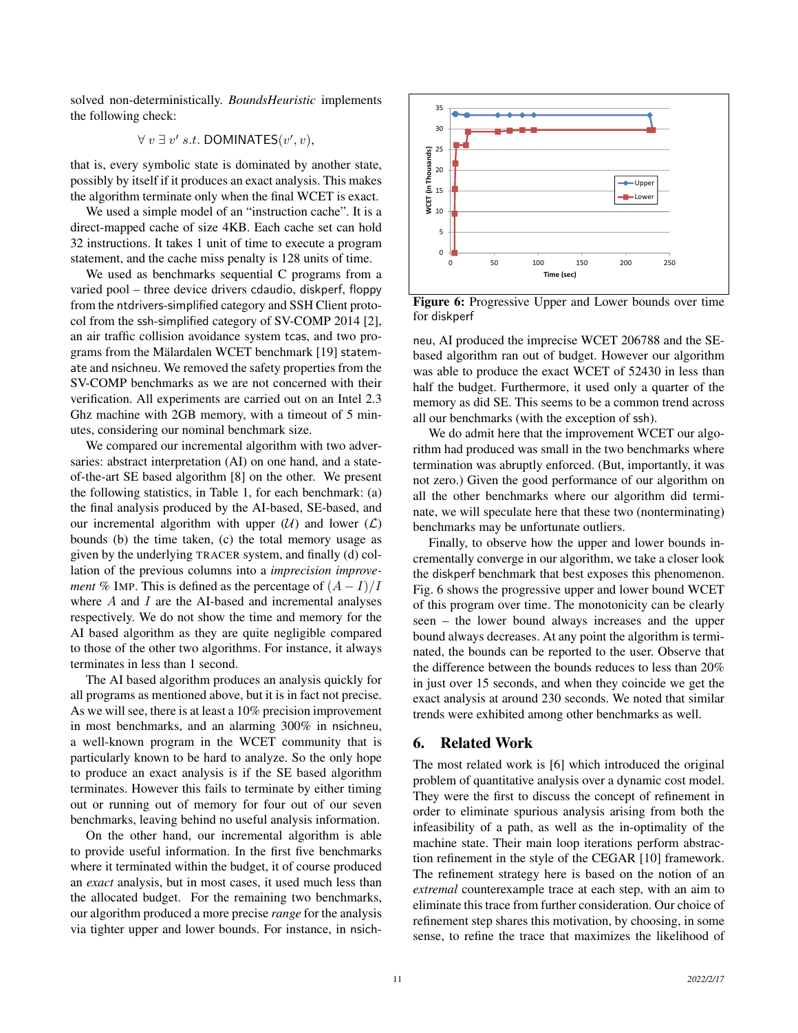solved non-deterministically. *BoundsHeuristic* implements the following check:

$$\forall\, v\; \exists\, v' \; s.t.\; \mathsf{DOMINATES}(v', v),$$

that is, every symbolic state is dominated by another state, possibly by itself if it produces an exact analysis. This makes the algorithm terminate only when the final WCET is exact.

We used a simple model of an "instruction cache". It is a direct-mapped cache of size 4KB. Each cache set can hold 32 instructions. It takes 1 unit of time to execute a program statement, and the cache miss penalty is 128 units of time.

We used as benchmarks sequential C programs from a varied pool – three device drivers cdaudio, diskperf, floppy from the ntdrivers-simplified category and SSH Client protocol from the ssh-simplified category of SV-COMP 2014 [2], an air traffic collision avoidance system tcas, and two programs from the Mälardalen WCET benchmark [19] statemate and nsichneu. We removed the safety properties from the SV-COMP benchmarks as we are not concerned with their verification. All experiments are carried out on an Intel 2.3 Ghz machine with 2GB memory, with a timeout of 5 minutes, considering our nominal benchmark size.

We compared our incremental algorithm with two adversaries: abstract interpretation (AI) on one hand, and a state-of-the-art SE based algorithm [8] on the other. We present the following statistics, in Table 1, for each benchmark: (a) the final analysis produced by the AI-based, SE-based, and our incremental algorithm with upper ($\mathcal{U}$) and lower ($\mathcal{L}$) bounds (b) the time taken, (c) the total memory usage as given by the underlying TRACER system, and finally (d) collation of the previous columns into a *imprecision improvement %* IMP. This is defined as the percentage of $(A - I)/I$ where $A$ and $I$ are the AI-based and incremental analyses respectively. We do not show the time and memory for the AI based algorithm as they are quite negligible compared to those of the other two algorithms. For instance, it always terminates in less than 1 second.

The AI based algorithm produces an analysis quickly for all programs as mentioned above, but it is in fact not precise. As we will see, there is at least a 10% precision improvement in most benchmarks, and an alarming 300% in nsichneu, a well-known program in the WCET community that is particularly known to be hard to analyze. So the only hope to produce an exact analysis is if the SE based algorithm terminates. However this fails to terminate by either timing out or running out of memory for four out of our seven benchmarks, leaving behind no useful analysis information.

On the other hand, our incremental algorithm is able to provide useful information. In the first five benchmarks where it terminated within the budget, it of course produced an *exact* analysis, but in most cases, it used much less than the allocated budget. For the remaining two benchmarks, our algorithm produced a more precise *range* for the analysis via tighter upper and lower bounds. For instance, in nsichneu, AI produced the imprecise WCET 206788 and the SE-based algorithm ran out of budget. However our algorithm was able to produce the exact WCET of 52430 in less than half the budget. Furthermore, it used only a quarter of the memory as did SE. This seems to be a common trend across all our benchmarks (with the exception of ssh).

We do admit here that the improvement WCET our algorithm had produced was small in the two benchmarks where termination was abruptly enforced. (But, importantly, it was not zero.) Given the good performance of our algorithm on all the other benchmarks where our algorithm did terminate, we will speculate here that these two (nonterminating) benchmarks may be unfortunate outliers.

Finally, to observe how the upper and lower bounds incrementally converge in our algorithm, we take a closer look the diskperf benchmark that best exposes this phenomenon. Fig. 6 shows the progressive upper and lower bound WCET of this program over time. The monotonicity can be clearly seen – the lower bound always increases and the upper bound always decreases. At any point the algorithm is terminated, the bounds can be reported to the user. Observe that the difference between the bounds reduces to less than 20% in just over 15 seconds, and when they coincide we get the exact analysis at around 230 seconds. We noted that similar trends were exhibited among other benchmarks as well.

**Figure 6:** Progressive Upper and Lower bounds over time for diskperf

## 6. Related Work

The most related work is [6] which introduced the original problem of quantitative analysis over a dynamic cost model. They were the first to discuss the concept of refinement in order to eliminate spurious analysis arising from both the infeasibility of a path, as well as the in-optimality of the machine state. Their main loop iterations perform abstraction refinement in the style of the CEGAR [10] framework. The refinement strategy here is based on the notion of an *extremal* counterexample trace at each step, with an aim to eliminate this trace from further consideration. Our choice of refinement step shares this motivation, by choosing, in some sense, to refine the trace that maximizes the likelihood of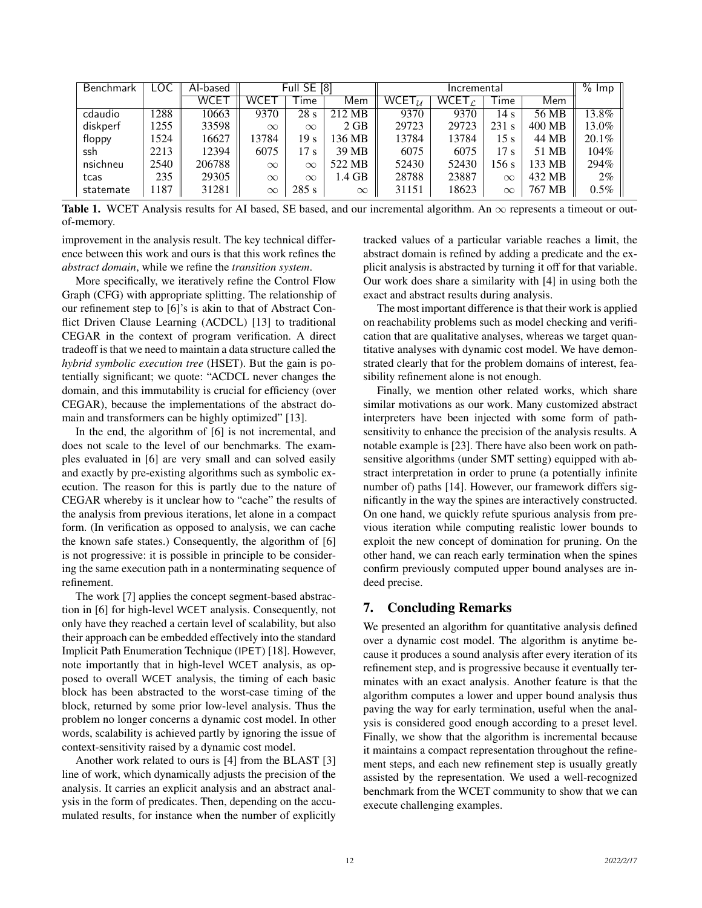| Benchmark | LOC | AI-based | Full SE [8] | | | Incremental | | | | % Imp |
|---|---|---|---|---|---|---|---|---|---|---|
| | | WCET | WCET | Time | Mem | $\mathsf{WCET}_{\mathcal{U}}$ | $\mathsf{WCET}_{\mathcal{L}}$ | Time | Mem | |
| cdaudio | 1288 | 10663 | 9370 | 28 s | 212 MB | 9370 | 9370 | 14 s | 56 MB | 13.8% |
| diskperf | 1255 | 33598 | $\infty$ | $\infty$ | 2 GB | 29723 | 29723 | 231 s | 400 MB | 13.0% |
| floppy | 1524 | 16627 | 13784 | 19 s | 136 MB | 13784 | 13784 | 15 s | 44 MB | 20.1% |
| ssh | 2213 | 12394 | 6075 | 17 s | 39 MB | 6075 | 6075 | 17 s | 51 MB | 104% |
| nsichneu | 2540 | 206788 | $\infty$ | $\infty$ | 522 MB | 52430 | 52430 | 156 s | 133 MB | 294% |
| tcas | 235 | 29305 | $\infty$ | $\infty$ | 1.4 GB | 28788 | 23887 | $\infty$ | 432 MB | 2% |
| statemate | 1187 | 31281 | $\infty$ | 285 s | $\infty$ | 31151 | 18623 | $\infty$ | 767 MB | 0.5% |

**Table 1.** WCET Analysis results for AI based, SE based, and our incremental algorithm. An $\infty$ represents a timeout or out-of-memory.

improvement in the analysis result. The key technical difference between this work and ours is that this work refines the *abstract domain*, while we refine the *transition system*.

More specifically, we iteratively refine the Control Flow Graph (CFG) with appropriate splitting. The relationship of our refinement step to [6]'s is akin to that of Abstract Conflict Driven Clause Learning (ACDCL) [13] to traditional CEGAR in the context of program verification. A direct tradeoff is that we need to maintain a data structure called the *hybrid symbolic execution tree* (HSET). But the gain is potentially significant; we quote: "ACDCL never changes the domain, and this immutability is crucial for efficiency (over CEGAR), because the implementations of the abstract domain and transformers can be highly optimized" [13].

In the end, the algorithm of [6] is not incremental, and does not scale to the level of our benchmarks. The examples evaluated in [6] are very small and can solved easily and exactly by pre-existing algorithms such as symbolic execution. The reason for this is partly due to the nature of CEGAR whereby is it unclear how to "cache" the results of the analysis from previous iterations, let alone in a compact form. (In verification as opposed to analysis, we can cache the known safe states.) Consequently, the algorithm of [6] is not progressive: it is possible in principle to be considering the same execution path in a nonterminating sequence of refinement.

The work [7] applies the concept segment-based abstraction in [6] for high-level WCET analysis. Consequently, not only have they reached a certain level of scalability, but also their approach can be embedded effectively into the standard Implicit Path Enumeration Technique (IPET) [18]. However, note importantly that in high-level WCET analysis, as opposed to overall WCET analysis, the timing of each basic block has been abstracted to the worst-case timing of the block, returned by some prior low-level analysis. Thus the problem no longer concerns a dynamic cost model. In other words, scalability is achieved partly by ignoring the issue of context-sensitivity raised by a dynamic cost model.

Another work related to ours is [4] from the BLAST [3] line of work, which dynamically adjusts the precision of the analysis. It carries an explicit analysis and an abstract analysis in the form of predicates. Then, depending on the accumulated results, for instance when the number of explicitly tracked values of a particular variable reaches a limit, the abstract domain is refined by adding a predicate and the explicit analysis is abstracted by turning it off for that variable. Our work does share a similarity with [4] in using both the exact and abstract results during analysis.

The most important difference is that their work is applied on reachability problems such as model checking and verification that are qualitative analyses, whereas we target quantitative analyses with dynamic cost model. We have demonstrated clearly that for the problem domains of interest, feasibility refinement alone is not enough.

Finally, we mention other related works, which share similar motivations as our work. Many customized abstract interpreters have been injected with some form of path-sensitivity to enhance the precision of the analysis results. A notable example is [23]. There have also been work on path-sensitive algorithms (under SMT setting) equipped with abstract interpretation in order to prune (a potentially infinite number of) paths [14]. However, our framework differs significantly in the way the spines are interactively constructed. On one hand, we quickly refute spurious analysis from previous iteration while computing realistic lower bounds to exploit the new concept of domination for pruning. On the other hand, we can reach early termination when the spines confirm previously computed upper bound analyses are indeed precise.

## 7. Concluding Remarks

We presented an algorithm for quantitative analysis defined over a dynamic cost model. The algorithm is anytime because it produces a sound analysis after every iteration of its refinement step, and is progressive because it eventually terminates with an exact analysis. Another feature is that the algorithm computes a lower and upper bound analysis thus paving the way for early termination, useful when the analysis is considered good enough according to a preset level. Finally, we show that the algorithm is incremental because it maintains a compact representation throughout the refinement steps, and each new refinement step is usually greatly assisted by the representation. We used a well-recognized benchmark from the WCET community to show that we can execute challenging examples.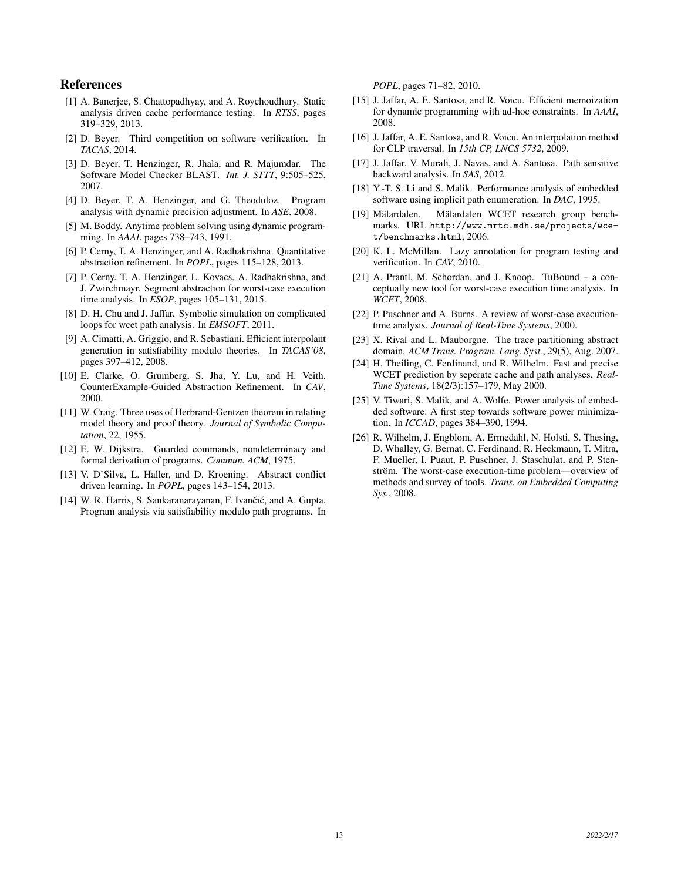# References

- [1] A. Banerjee, S. Chattopadhyay, and A. Roychoudhury. Static analysis driven cache performance testing. In *RTSS*, pages 319–329, 2013.
- [2] D. Beyer. Third competition on software verification. In *TACAS*, 2014.
- [3] D. Beyer, T. Henzinger, R. Jhala, and R. Majumdar. The Software Model Checker BLAST. *Int. J. STTT*, 9:505–525, 2007.
- [4] D. Beyer, T. A. Henzinger, and G. Theoduloz. Program analysis with dynamic precision adjustment. In *ASE*, 2008.
- [5] M. Boddy. Anytime problem solving using dynamic programming. In *AAAI*, pages 738–743, 1991.
- [6] P. Cerny, T. A. Henzinger, and A. Radhakrishna. Quantitative abstraction refinement. In *POPL*, pages 115–128, 2013.
- [7] P. Cerny, T. A. Henzinger, L. Kovacs, A. Radhakrishna, and J. Zwirchmayr. Segment abstraction for worst-case execution time analysis. In *ESOP*, pages 105–131, 2015.
- [8] D. H. Chu and J. Jaffar. Symbolic simulation on complicated loops for wcet path analysis. In *EMSOFT*, 2011.
- [9] A. Cimatti, A. Griggio, and R. Sebastiani. Efficient interpolant generation in satisfiability modulo theories. In *TACAS'08*, pages 397–412, 2008.
- [10] E. Clarke, O. Grumberg, S. Jha, Y. Lu, and H. Veith. CounterExample-Guided Abstraction Refinement. In *CAV*, 2000.
- [11] W. Craig. Three uses of Herbrand-Gentzen theorem in relating model theory and proof theory. *Journal of Symbolic Computation*, 22, 1955.
- [12] E. W. Dijkstra. Guarded commands, nondeterminacy and formal derivation of programs. *Commun. ACM*, 1975.
- [13] V. D'Silva, L. Haller, and D. Kroening. Abstract conflict driven learning. In *POPL*, pages 143–154, 2013.
- [14] W. R. Harris, S. Sankaranarayanan, F. Ivančić, and A. Gupta. Program analysis via satisfiability modulo path programs. In *POPL*, pages 71–82, 2010.
- [15] J. Jaffar, A. E. Santosa, and R. Voicu. Efficient memoization for dynamic programming with ad-hoc constraints. In *AAAI*, 2008.
- [16] J. Jaffar, A. E. Santosa, and R. Voicu. An interpolation method for CLP traversal. In *15th CP, LNCS 5732*, 2009.
- [17] J. Jaffar, V. Murali, J. Navas, and A. Santosa. Path sensitive backward analysis. In *SAS*, 2012.
- [18] Y.-T. S. Li and S. Malik. Performance analysis of embedded software using implicit path enumeration. In *DAC*, 1995.
- [19] Mälardalen. Mälardalen WCET research group benchmarks. URL `http://www.mrtc.mdh.se/projects/wcet/benchmarks.html`, 2006.
- [20] K. L. McMillan. Lazy annotation for program testing and verification. In *CAV*, 2010.
- [21] A. Prantl, M. Schordan, and J. Knoop. TuBound – a conceptually new tool for worst-case execution time analysis. In *WCET*, 2008.
- [22] P. Puschner and A. Burns. A review of worst-case execution-time analysis. *Journal of Real-Time Systems*, 2000.
- [23] X. Rival and L. Mauborgne. The trace partitioning abstract domain. *ACM Trans. Program. Lang. Syst.*, 29(5), Aug. 2007.
- [24] H. Theiling, C. Ferdinand, and R. Wilhelm. Fast and precise WCET prediction by seperate cache and path analyses. *Real-Time Systems*, 18(2/3):157–179, May 2000.
- [25] V. Tiwari, S. Malik, and A. Wolfe. Power analysis of embedded software: A first step towards software power minimization. In *ICCAD*, pages 384–390, 1994.
- [26] R. Wilhelm, J. Engblom, A. Ermedahl, N. Holsti, S. Thesing, D. Whalley, G. Bernat, C. Ferdinand, R. Heckmann, T. Mitra, F. Mueller, I. Puaut, P. Puschner, J. Staschulat, and P. Stenström. The worst-case execution-time problem—overview of methods and survey of tools. *Trans. on Embedded Computing Sys.*, 2008.